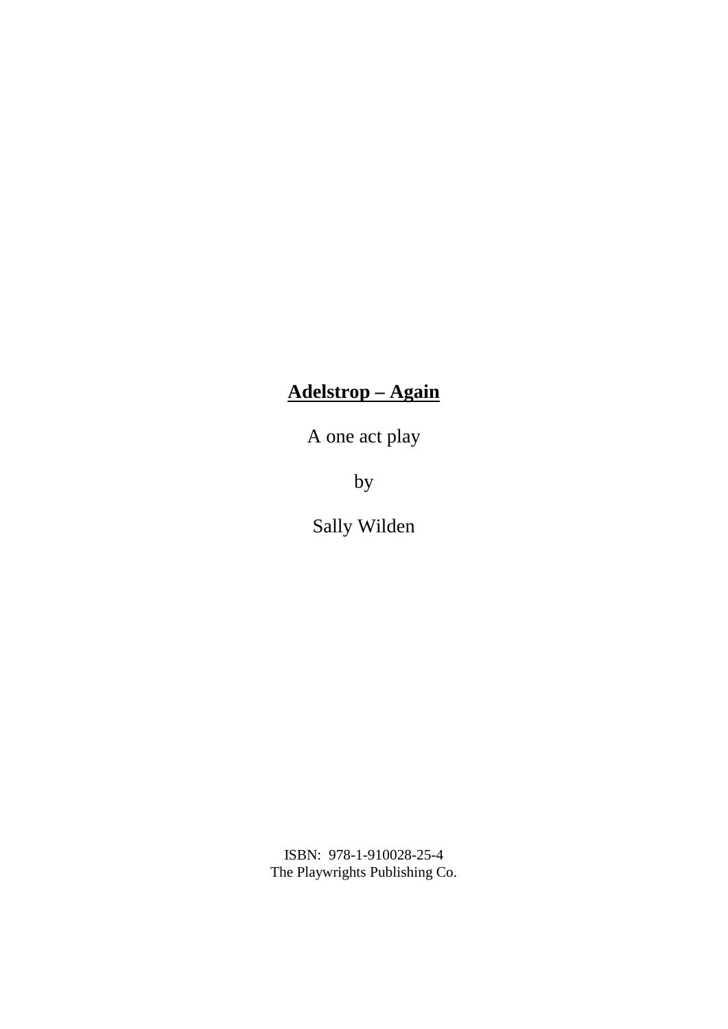# Adelstrop – Again

A one act play

by

Sally Wilden

ISBN: 978-1-910028-25-4
The Playwrights Publishing Co.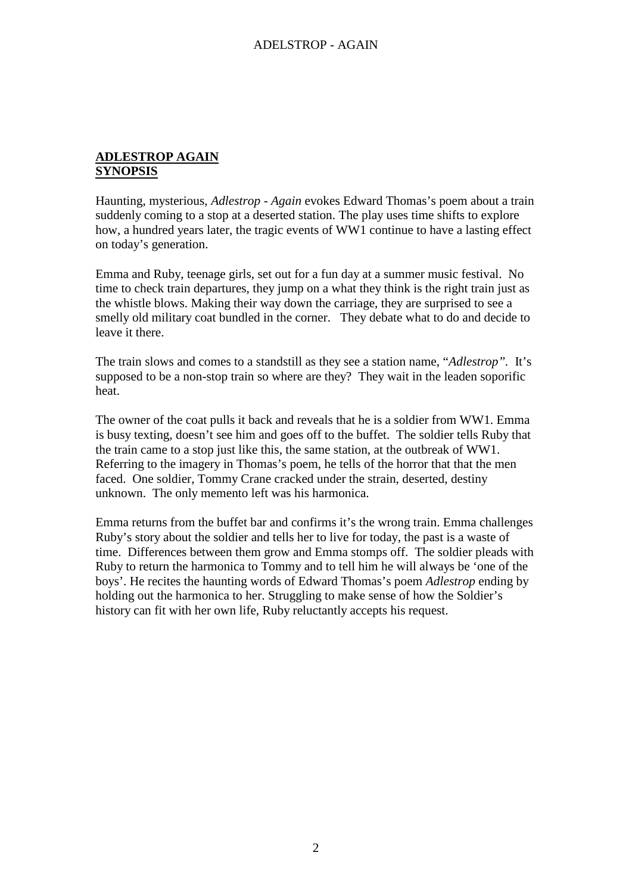**ADLESTROP AGAIN**
**SYNOPSIS**

Haunting, mysterious, *Adlestrop - Again* evokes Edward Thomas's poem about a train suddenly coming to a stop at a deserted station. The play uses time shifts to explore how, a hundred years later, the tragic events of WW1 continue to have a lasting effect on today's generation.

Emma and Ruby, teenage girls, set out for a fun day at a summer music festival. No time to check train departures, they jump on a what they think is the right train just as the whistle blows. Making their way down the carriage, they are surprised to see a smelly old military coat bundled in the corner. They debate what to do and decide to leave it there.

The train slows and comes to a standstill as they see a station name, "*Adlestrop".* It's supposed to be a non-stop train so where are they? They wait in the leaden soporific heat.

The owner of the coat pulls it back and reveals that he is a soldier from WW1. Emma is busy texting, doesn't see him and goes off to the buffet. The soldier tells Ruby that the train came to a stop just like this, the same station, at the outbreak of WW1. Referring to the imagery in Thomas's poem, he tells of the horror that that the men faced. One soldier, Tommy Crane cracked under the strain, deserted, destiny unknown. The only memento left was his harmonica.

Emma returns from the buffet bar and confirms it's the wrong train. Emma challenges Ruby's story about the soldier and tells her to live for today, the past is a waste of time. Differences between them grow and Emma stomps off. The soldier pleads with Ruby to return the harmonica to Tommy and to tell him he will always be 'one of the boys'. He recites the haunting words of Edward Thomas's poem *Adlestrop* ending by holding out the harmonica to her. Struggling to make sense of how the Soldier's history can fit with her own life, Ruby reluctantly accepts his request.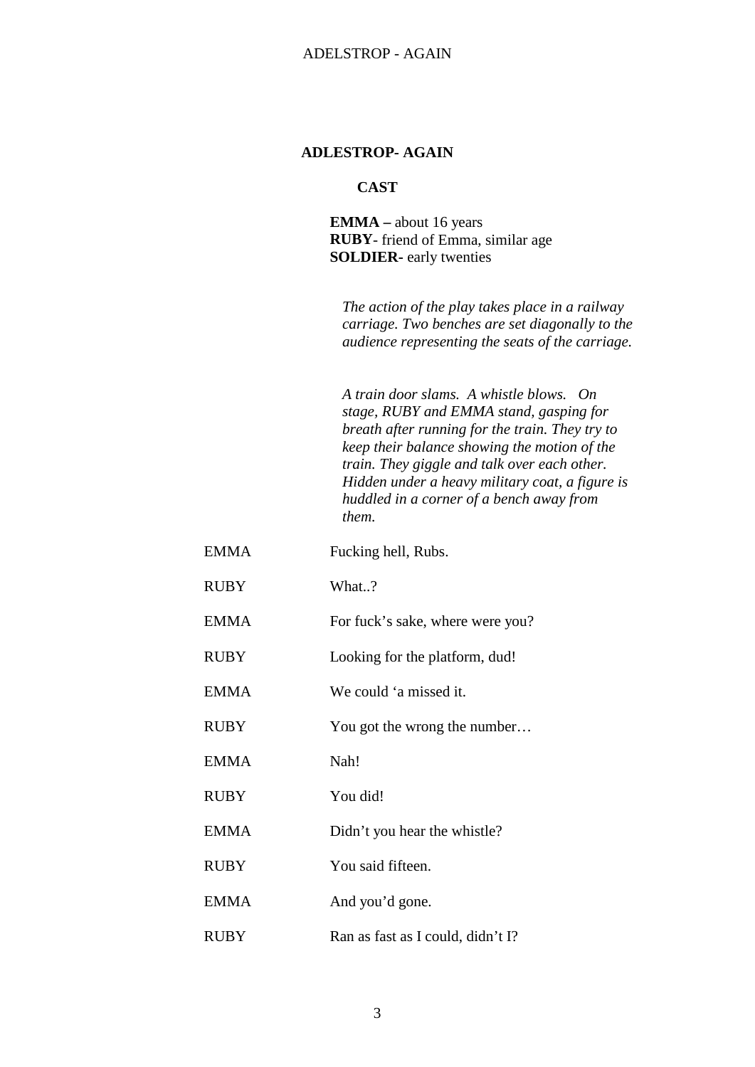## ADLESTROP- AGAIN

### CAST

**EMMA –** about 16 years
**RUBY**- friend of Emma, similar age
**SOLDIER-** early twenties

*The action of the play takes place in a railway carriage. Two benches are set diagonally to the audience representing the seats of the carriage.*

*A train door slams. A whistle blows. On stage, RUBY and EMMA stand, gasping for breath after running for the train. They try to keep their balance showing the motion of the train. They giggle and talk over each other. Hidden under a heavy military coat, a figure is huddled in a corner of a bench away from them.*

EMMA — Fucking hell, Rubs.

RUBY — What..?

EMMA — For fuck's sake, where were you?

RUBY — Looking for the platform, dud!

EMMA — We could 'a missed it.

RUBY — You got the wrong the number…

EMMA — Nah!

RUBY — You did!

EMMA — Didn't you hear the whistle?

RUBY — You said fifteen.

EMMA — And you'd gone.

RUBY — Ran as fast as I could, didn't I?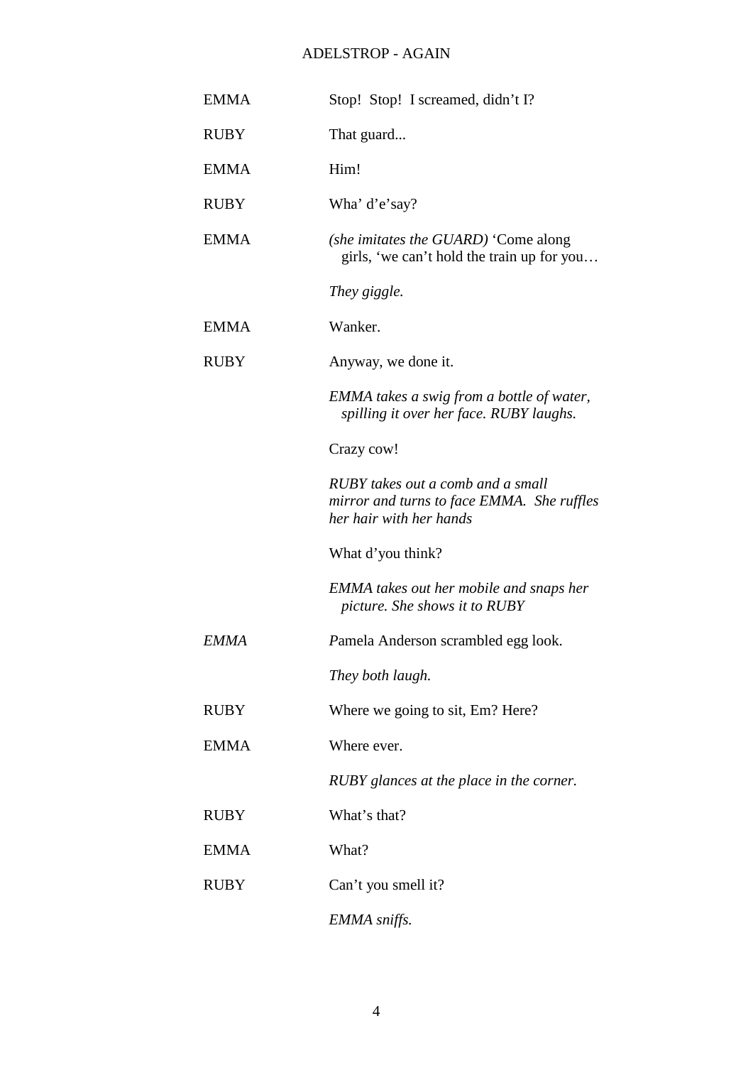EMMA Stop! Stop! I screamed, didn't I?

RUBY That guard...

EMMA Him!

RUBY Wha' d'e'say?

EMMA *(she imitates the GUARD)* 'Come along girls, 'we can't hold the train up for you…

*They giggle.*

EMMA Wanker.

RUBY Anyway, we done it.

*EMMA takes a swig from a bottle of water, spilling it over her face. RUBY laughs.*

Crazy cow!

*RUBY takes out a comb and a small mirror and turns to face EMMA. She ruffles her hair with her hands*

What d'you think?

*EMMA takes out her mobile and snaps her picture. She shows it to RUBY*

*EMMA* *P*amela Anderson scrambled egg look.

*They both laugh.*

RUBY Where we going to sit, Em? Here?

EMMA Where ever.

*RUBY glances at the place in the corner.*

RUBY What's that?

EMMA What?

RUBY Can't you smell it?

*EMMA sniffs.*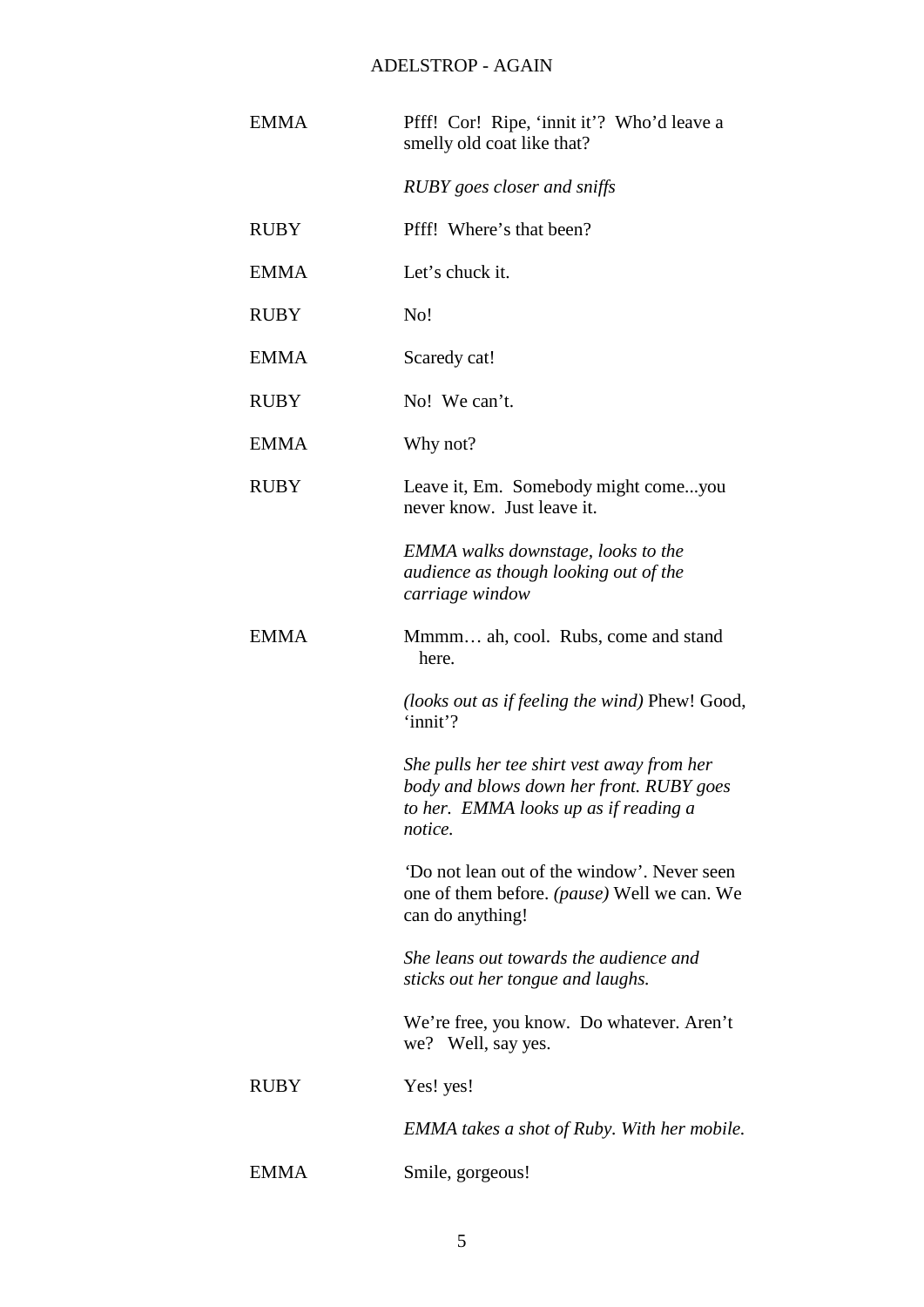EMMA Pfff! Cor! Ripe, 'innit it'? Who'd leave a smelly old coat like that?

*RUBY goes closer and sniffs*

RUBY Pfff! Where's that been?

EMMA Let's chuck it.

RUBY No!

EMMA Scaredy cat!

RUBY No! We can't.

EMMA Why not?

RUBY Leave it, Em. Somebody might come...you never know. Just leave it.

*EMMA walks downstage, looks to the audience as though looking out of the carriage window*

EMMA Mmmm… ah, cool. Rubs, come and stand here.

*(looks out as if feeling the wind)* Phew! Good, 'innit'?

*She pulls her tee shirt vest away from her body and blows down her front. RUBY goes to her. EMMA looks up as if reading a notice.*

'Do not lean out of the window'. Never seen one of them before. *(pause)* Well we can. We can do anything!

*She leans out towards the audience and sticks out her tongue and laughs.*

We're free, you know. Do whatever. Aren't we? Well, say yes.

RUBY Yes! yes!

*EMMA takes a shot of Ruby. With her mobile.*

EMMA Smile, gorgeous!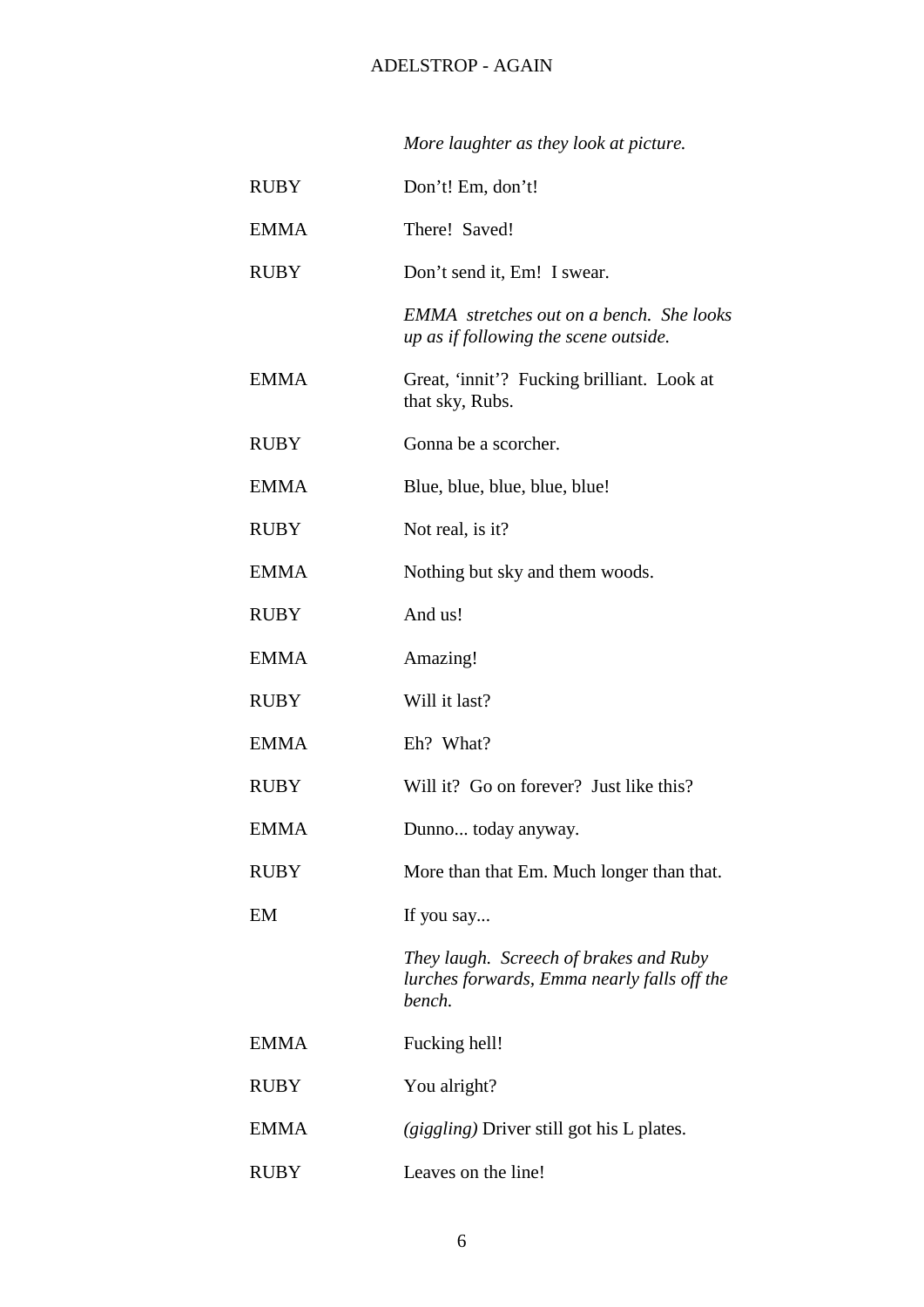*More laughter as they look at picture.*

RUBY Don’t! Em, don’t!

EMMA There! Saved!

RUBY Don’t send it, Em! I swear.

*EMMA stretches out on a bench. She looks up as if following the scene outside.*

EMMA Great, ‘innit’? Fucking brilliant. Look at that sky, Rubs.

RUBY Gonna be a scorcher.

EMMA Blue, blue, blue, blue, blue!

RUBY Not real, is it?

EMMA Nothing but sky and them woods.

RUBY And us!

EMMA Amazing!

RUBY Will it last?

EMMA Eh? What?

RUBY Will it? Go on forever? Just like this?

EMMA Dunno... today anyway.

RUBY More than that Em. Much longer than that.

EM If you say...

*They laugh. Screech of brakes and Ruby lurches forwards, Emma nearly falls off the bench.*

EMMA Fucking hell!

RUBY You alright?

EMMA *(giggling)* Driver still got his L plates.

RUBY Leaves on the line!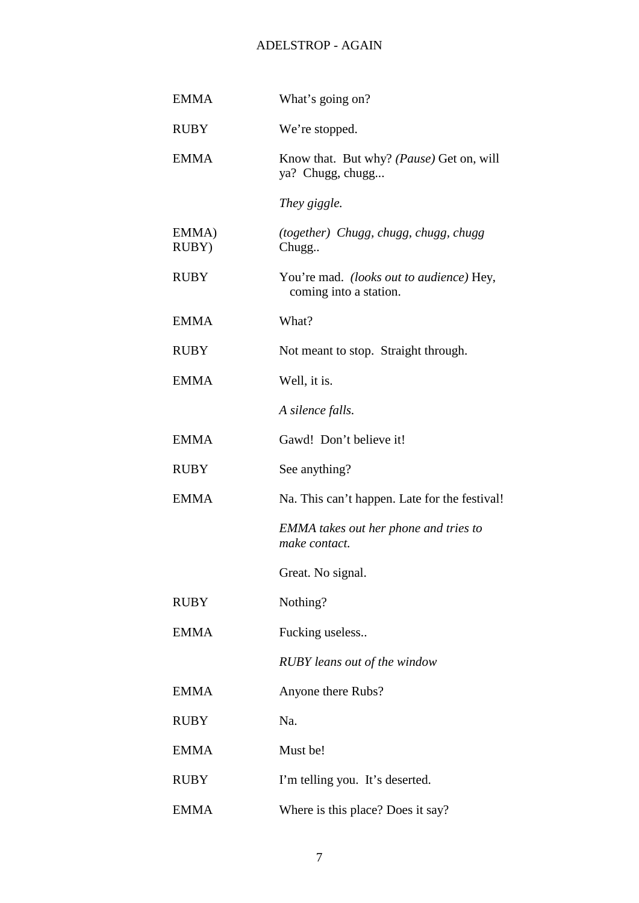EMMA What's going on?

RUBY We're stopped.

EMMA Know that. But why? *(Pause)* Get on, will ya? Chugg, chugg...

*They giggle.*

EMMA)
RUBY) *(together) Chugg, chugg, chugg, chugg* Chugg..

RUBY You're mad. *(looks out to audience)* Hey, coming into a station.

EMMA What?

RUBY Not meant to stop. Straight through.

EMMA Well, it is.

*A silence falls.*

EMMA Gawd! Don't believe it!

RUBY See anything?

EMMA Na. This can't happen. Late for the festival!

*EMMA takes out her phone and tries to make contact.*

Great. No signal.

RUBY Nothing?

EMMA Fucking useless..

*RUBY leans out of the window*

EMMA Anyone there Rubs?

RUBY Na.

EMMA Must be!

RUBY I'm telling you. It's deserted.

EMMA Where is this place? Does it say?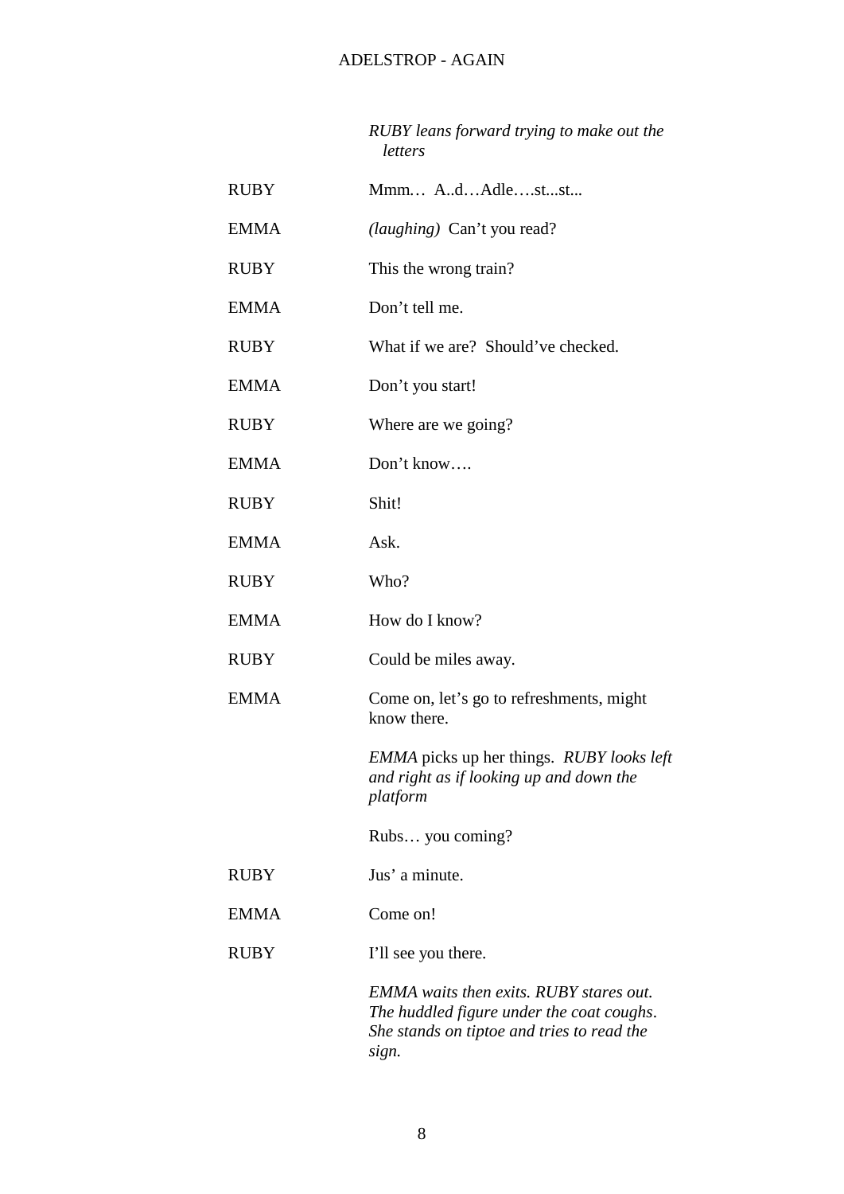*RUBY leans forward trying to make out the letters*

**RUBY** Mmm… A..d…Adle….st...st...

**EMMA** *(laughing)* Can't you read?

**RUBY** This the wrong train?

**EMMA** Don't tell me.

**RUBY** What if we are? Should've checked.

**EMMA** Don't you start!

**RUBY** Where are we going?

**EMMA** Don't know….

**RUBY** Shit!

**EMMA** Ask.

**RUBY** Who?

**EMMA** How do I know?

**RUBY** Could be miles away.

**EMMA** Come on, let's go to refreshments, might know there.

*EMMA* picks up her things. *RUBY looks left and right as if looking up and down the platform*

Rubs… you coming?

**RUBY** Jus' a minute.

**EMMA** Come on!

**RUBY** I'll see you there.

*EMMA waits then exits. RUBY stares out. The huddled figure under the coat coughs. She stands on tiptoe and tries to read the sign.*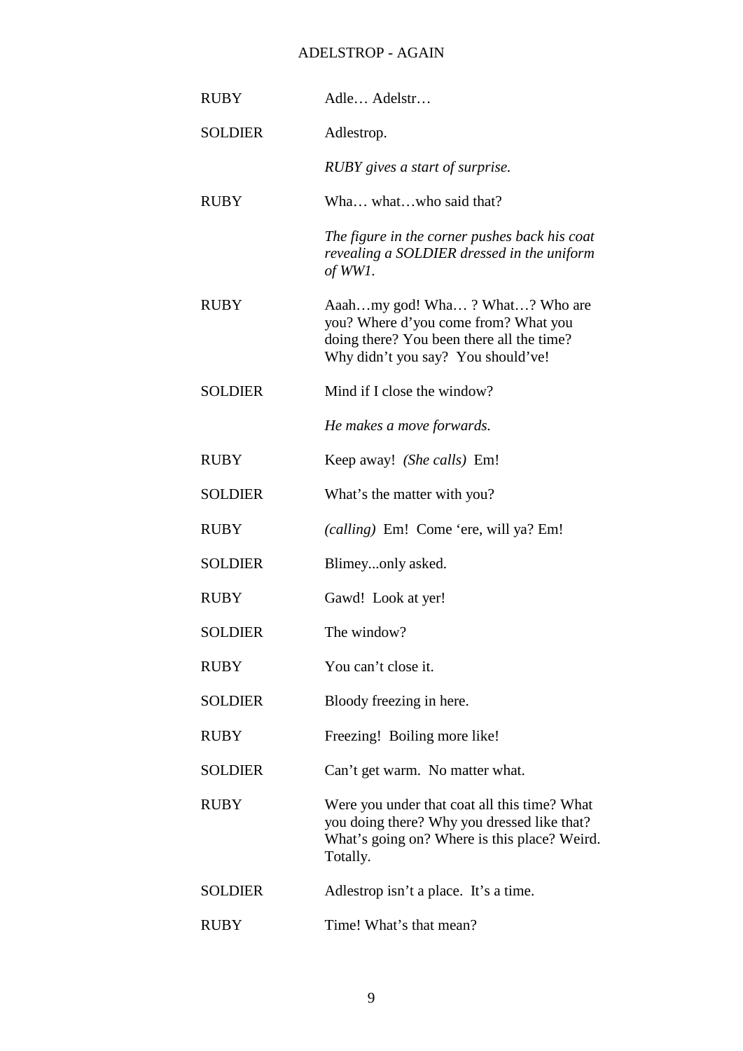RUBY Adle… Adelstr…

SOLDIER Adlestrop.

*RUBY gives a start of surprise.*

RUBY Wha… what…who said that?

*The figure in the corner pushes back his coat revealing a SOLDIER dressed in the uniform of WW1.*

RUBY Aaah…my god! Wha… ? What…? Who are you? Where d'you come from? What you doing there? You been there all the time? Why didn't you say? You should've!

SOLDIER Mind if I close the window?

*He makes a move forwards.*

RUBY Keep away! *(She calls)* Em!

SOLDIER What's the matter with you?

RUBY *(calling)* Em! Come 'ere, will ya? Em!

SOLDIER Blimey...only asked.

RUBY Gawd! Look at yer!

SOLDIER The window?

RUBY You can't close it.

SOLDIER Bloody freezing in here.

RUBY Freezing! Boiling more like!

SOLDIER Can't get warm. No matter what.

RUBY Were you under that coat all this time? What you doing there? Why you dressed like that? What's going on? Where is this place? Weird. Totally.

SOLDIER Adlestrop isn't a place. It's a time.

RUBY Time! What's that mean?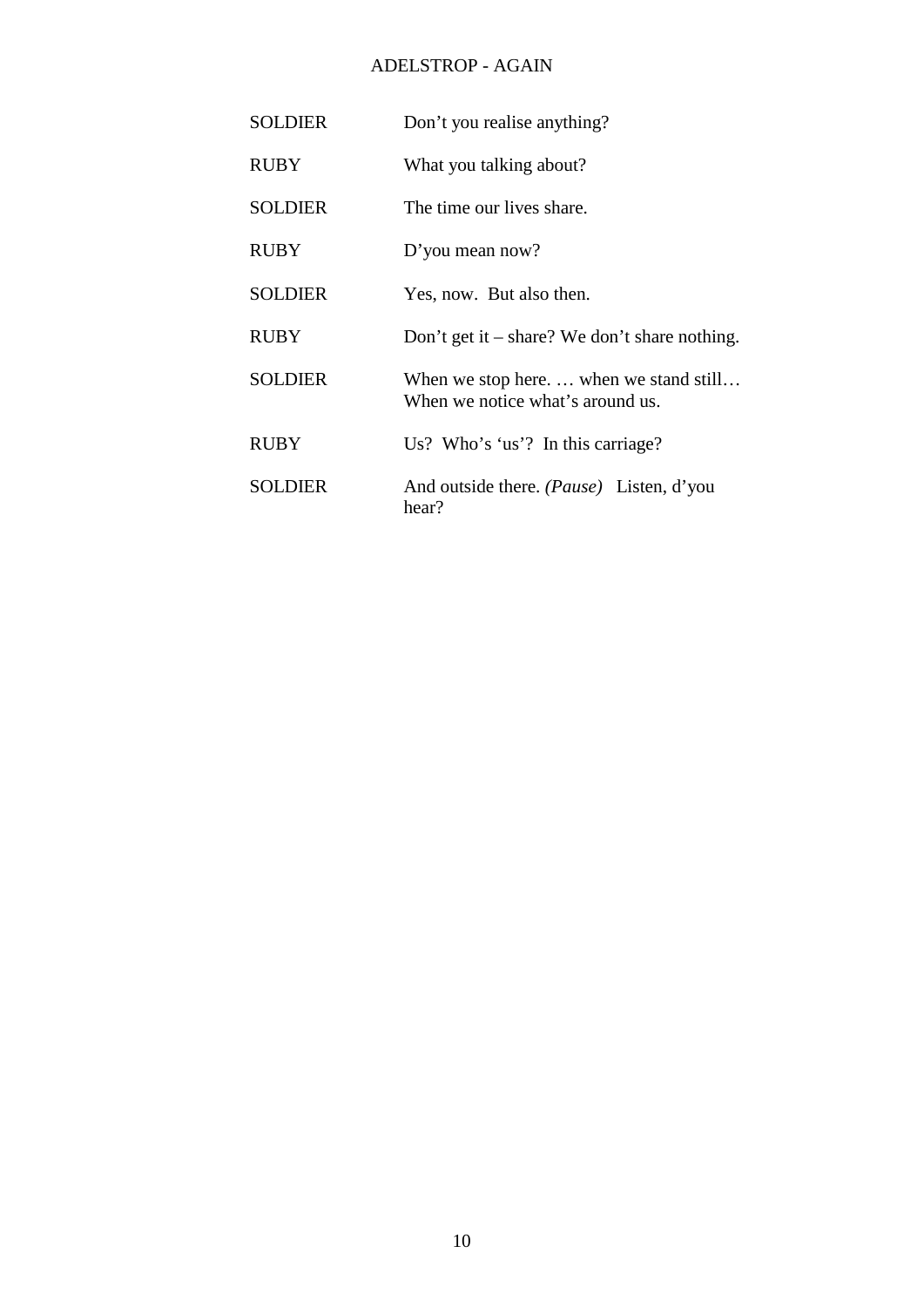SOLDIER Don't you realise anything?

RUBY What you talking about?

SOLDIER The time our lives share.

RUBY D'you mean now?

SOLDIER Yes, now. But also then.

RUBY Don't get it – share? We don't share nothing.

SOLDIER When we stop here. … when we stand still… When we notice what's around us.

RUBY Us? Who's 'us'? In this carriage?

SOLDIER And outside there. *(Pause)* Listen, d'you hear?